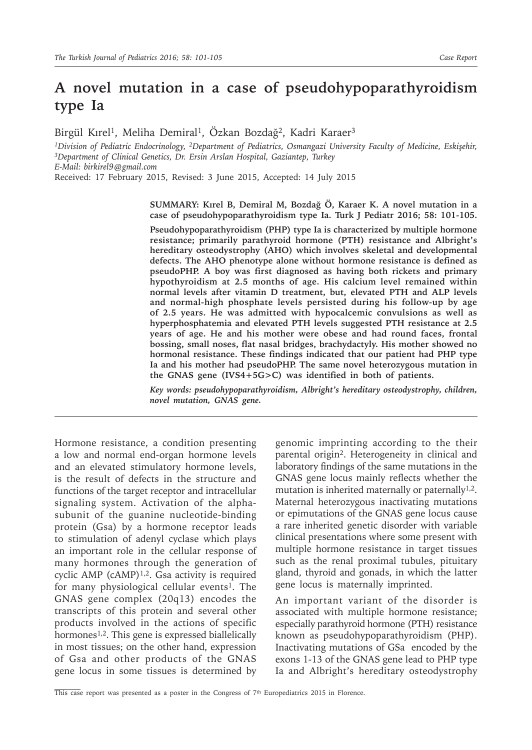# A novel mutation in a case of pseudohypoparathyroidism type Ia

Birgül Kırel[1], Meliha Demiral[1], Özkan Bozdağ[2], Kadri Karaer[3]

[1]*Division of Pediatric Endocrinology,* [2]*Department of Pediatrics, Osmangazi University Faculty of Medicine, Eskişehir,* [3]*Department of Clinical Genetics, Dr. Ersin Arslan Hospital, Gaziantep, Turkey*
*E-Mail: birkirel9@gmail.com*
Received: 17 February 2015, Revised: 3 June 2015, Accepted: 14 July 2015

**SUMMARY: Kırel B, Demiral M, Bozdağ Ö, Karaer K. A novel mutation in a case of pseudohypoparathyroidism type Ia. Turk J Pediatr 2016; 58: 101-105.**

**Pseudohypoparathyroidism (PHP) type Ia is characterized by multiple hormone resistance; primarily parathyroid hormone (PTH) resistance and Albright's hereditary osteodystrophy (AHO) which involves skeletal and developmental defects. The AHO phenotype alone without hormone resistance is defined as pseudoPHP. A boy was first diagnosed as having both rickets and primary hypothyroidism at 2.5 months of age. His calcium level remained within normal levels after vitamin D treatment, but, elevated PTH and ALP levels and normal-high phosphate levels persisted during his follow-up by age of 2.5 years. He was admitted with hypocalcemic convulsions as well as hyperphosphatemia and elevated PTH levels suggested PTH resistance at 2.5 years of age. He and his mother were obese and had round faces, frontal bossing, small noses, flat nasal bridges, brachydactyly. His mother showed no hormonal resistance. These findings indicated that our patient had PHP type Ia and his mother had pseudoPHP. The same novel heterozygous mutation in the GNAS gene (IVS4+5G>C) was identified in both of patients.**

***Key words:*** *pseudohypoparathyroidism, Albright's hereditary osteodystrophy, children, novel mutation, GNAS gene.*

---

Hormone resistance, a condition presenting a low and normal end-organ hormone levels and an elevated stimulatory hormone levels, is the result of defects in the structure and functions of the target receptor and intracellular signaling system. Activation of the alpha-subunit of the guanine nucleotide-binding protein (Gsa) by a hormone receptor leads to stimulation of adenyl cyclase which plays an important role in the cellular response of many hormones through the generation of cyclic AMP (cAMP)[1,2]. Gsa activity is required for many physiological cellular events[1]. The GNAS gene complex (20q13) encodes the transcripts of this protein and several other products involved in the actions of specific hormones[1,2]. This gene is expressed biallelically in most tissues; on the other hand, expression of Gsa and other products of the GNAS gene locus in some tissues is determined by genomic imprinting according to the their parental origin[2]. Heterogeneity in clinical and laboratory findings of the same mutations in the GNAS gene locus mainly reflects whether the mutation is inherited maternally or paternally[1,2]. Maternal heterozygous inactivating mutations or epimutations of the GNAS gene locus cause a rare inherited genetic disorder with variable clinical presentations where some present with multiple hormone resistance in target tissues such as the renal proximal tubules, pituitary gland, thyroid and gonads, in which the latter gene locus is maternally imprinted.

An important variant of the disorder is associated with multiple hormone resistance; especially parathyroid hormone (PTH) resistance known as pseudohypoparathyroidism (PHP). Inactivating mutations of GSa encoded by the exons 1-13 of the GNAS gene lead to PHP type Ia and Albright's hereditary osteodystrophy

This case report was presented as a poster in the Congress of 7th Europediatrics 2015 in Florence.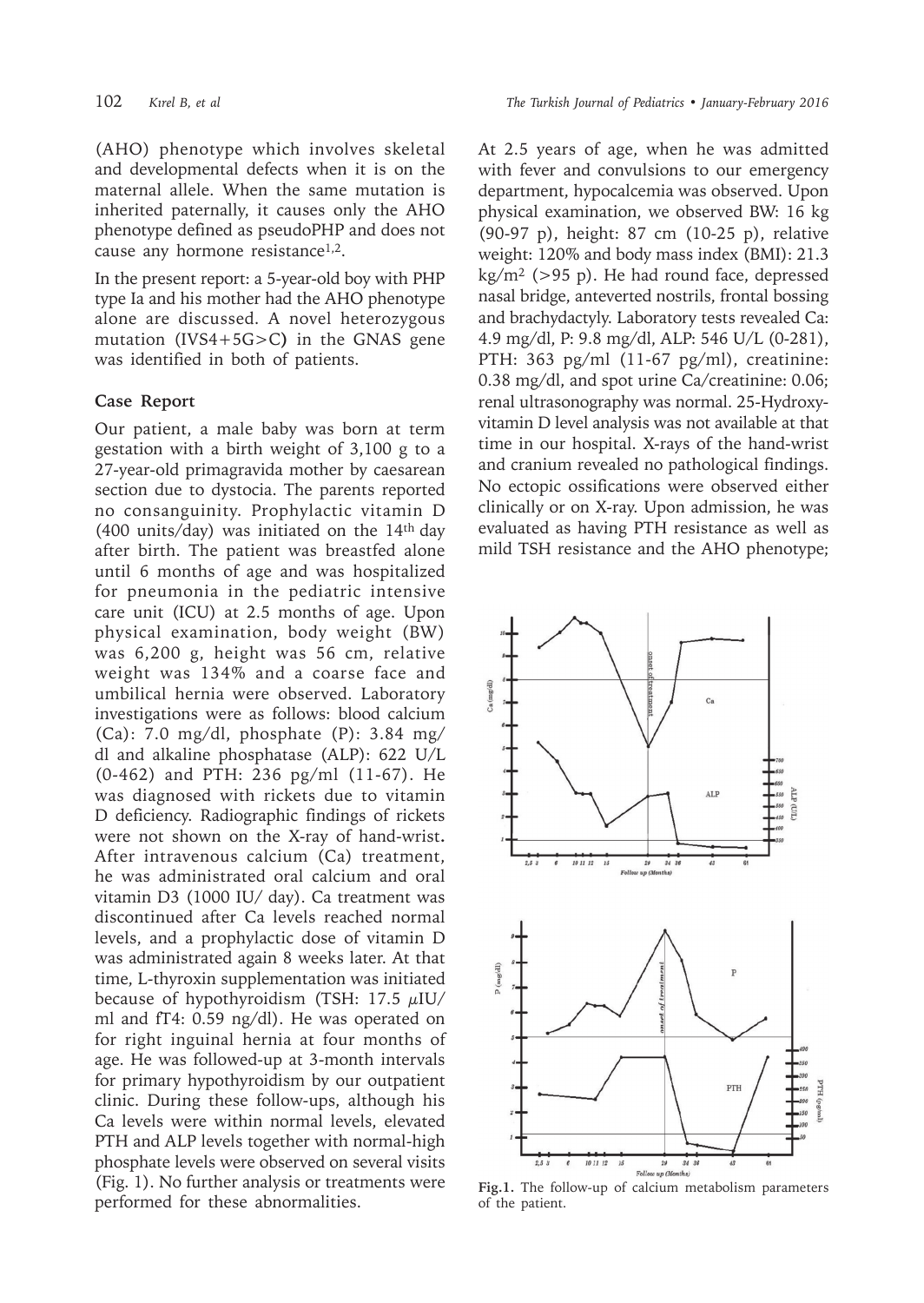(AHO) phenotype which involves skeletal and developmental defects when it is on the maternal allele. When the same mutation is inherited paternally, it causes only the AHO phenotype defined as pseudoPHP and does not cause any hormone resistance[1,2].

In the present report: a 5-year-old boy with PHP type Ia and his mother had the AHO phenotype alone are discussed. A novel heterozygous mutation (IVS4+5G>C) in the GNAS gene was identified in both of patients.

## Case Report

Our patient, a male baby was born at term gestation with a birth weight of 3,100 g to a 27-year-old primagravida mother by caesarean section due to dystocia. The parents reported no consanguinity. Prophylactic vitamin D (400 units/day) was initiated on the 14th day after birth. The patient was breastfed alone until 6 months of age and was hospitalized for pneumonia in the pediatric intensive care unit (ICU) at 2.5 months of age. Upon physical examination, body weight (BW) was 6,200 g, height was 56 cm, relative weight was 134% and a coarse face and umbilical hernia were observed. Laboratory investigations were as follows: blood calcium (Ca): 7.0 mg/dl, phosphate (P): 3.84 mg/dl and alkaline phosphatase (ALP): 622 U/L (0-462) and PTH: 236 pg/ml (11-67). He was diagnosed with rickets due to vitamin D deficiency. Radiographic findings of rickets were not shown on the X-ray of hand-wrist. After intravenous calcium (Ca) treatment, he was administrated oral calcium and oral vitamin D3 (1000 IU/ day). Ca treatment was discontinued after Ca levels reached normal levels, and a prophylactic dose of vitamin D was administrated again 8 weeks later. At that time, L-thyroxin supplementation was initiated because of hypothyroidism (TSH: 17.5 $\mu$IU/ml and fT4: 0.59 ng/dl). He was operated on for right inguinal hernia at four months of age. He was followed-up at 3-month intervals for primary hypothyroidism by our outpatient clinic. During these follow-ups, although his Ca levels were within normal levels, elevated PTH and ALP levels together with normal-high phosphate levels were observed on several visits (Fig. 1). No further analysis or treatments were performed for these abnormalities.

At 2.5 years of age, when he was admitted with fever and convulsions to our emergency department, hypocalcemia was observed. Upon physical examination, we observed BW: 16 kg (90-97 p), height: 87 cm (10-25 p), relative weight: 120% and body mass index (BMI): 21.3 kg/m$^2$ (>95 p). He had round face, depressed nasal bridge, anteverted nostrils, frontal bossing and brachydactyly. Laboratory tests revealed Ca: 4.9 mg/dl, P: 9.8 mg/dl, ALP: 546 U/L (0-281), PTH: 363 pg/ml (11-67 pg/ml), creatinine: 0.38 mg/dl, and spot urine Ca/creatinine: 0.06; renal ultrasonography was normal. 25-Hydroxy-vitamin D level analysis was not available at that time in our hospital. X-rays of the hand-wrist and cranium revealed no pathological findings. No ectopic ossifications were observed either clinically or on X-ray. Upon admission, he was evaluated as having PTH resistance as well as mild TSH resistance and the AHO phenotype;

**Fig.1.** The follow-up of calcium metabolism parameters of the patient.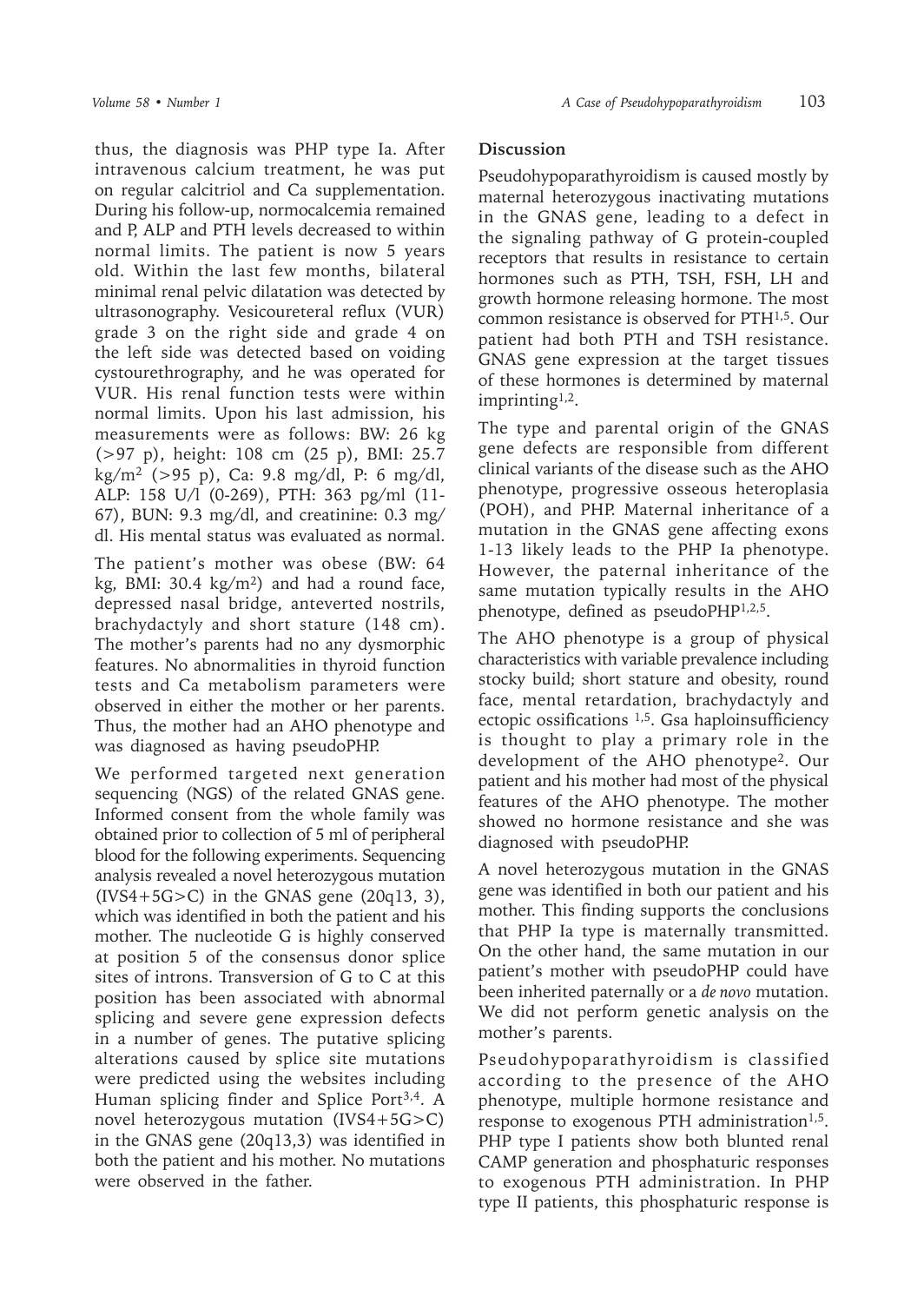thus, the diagnosis was PHP type Ia. After intravenous calcium treatment, he was put on regular calcitriol and Ca supplementation. During his follow-up, normocalcemia remained and P, ALP and PTH levels decreased to within normal limits. The patient is now 5 years old. Within the last few months, bilateral minimal renal pelvic dilatation was detected by ultrasonography. Vesicoureteral reflux (VUR) grade 3 on the right side and grade 4 on the left side was detected based on voiding cystourethrography, and he was operated for VUR. His renal function tests were within normal limits. Upon his last admission, his measurements were as follows: BW: 26 kg (>97 p), height: 108 cm (25 p), BMI: 25.7 kg/m$^2$ (>95 p), Ca: 9.8 mg/dl, P: 6 mg/dl, ALP: 158 U/l (0-269), PTH: 363 pg/ml (11-67), BUN: 9.3 mg/dl, and creatinine: 0.3 mg/dl. His mental status was evaluated as normal.

The patient's mother was obese (BW: 64 kg, BMI: 30.4 kg/m$^2$) and had a round face, depressed nasal bridge, anteverted nostrils, brachydactyly and short stature (148 cm). The mother's parents had no any dysmorphic features. No abnormalities in thyroid function tests and Ca metabolism parameters were observed in either the mother or her parents. Thus, the mother had an AHO phenotype and was diagnosed as having pseudoPHP.

We performed targeted next generation sequencing (NGS) of the related GNAS gene. Informed consent from the whole family was obtained prior to collection of 5 ml of peripheral blood for the following experiments. Sequencing analysis revealed a novel heterozygous mutation (IVS4+5G>C) in the GNAS gene (20q13, 3), which was identified in both the patient and his mother. The nucleotide G is highly conserved at position 5 of the consensus donor splice sites of introns. Transversion of G to C at this position has been associated with abnormal splicing and severe gene expression defects in a number of genes. The putative splicing alterations caused by splice site mutations were predicted using the websites including Human splicing finder and Splice Port[3,4]. A novel heterozygous mutation (IVS4+5G>C) in the GNAS gene (20q13,3) was identified in both the patient and his mother. No mutations were observed in the father.

## Discussion

Pseudohypoparathyroidism is caused mostly by maternal heterozygous inactivating mutations in the GNAS gene, leading to a defect in the signaling pathway of G protein-coupled receptors that results in resistance to certain hormones such as PTH, TSH, FSH, LH and growth hormone releasing hormone. The most common resistance is observed for PTH[1,5]. Our patient had both PTH and TSH resistance. GNAS gene expression at the target tissues of these hormones is determined by maternal imprinting[1,2].

The type and parental origin of the GNAS gene defects are responsible from different clinical variants of the disease such as the AHO phenotype, progressive osseous heteroplasia (POH), and PHP. Maternal inheritance of a mutation in the GNAS gene affecting exons 1-13 likely leads to the PHP Ia phenotype. However, the paternal inheritance of the same mutation typically results in the AHO phenotype, defined as pseudoPHP[1,2,5].

The AHO phenotype is a group of physical characteristics with variable prevalence including stocky build; short stature and obesity, round face, mental retardation, brachydactyly and ectopic ossifications [1,5]. Gsa haploinsufficiency is thought to play a primary role in the development of the AHO phenotype[2]. Our patient and his mother had most of the physical features of the AHO phenotype. The mother showed no hormone resistance and she was diagnosed with pseudoPHP.

A novel heterozygous mutation in the GNAS gene was identified in both our patient and his mother. This finding supports the conclusions that PHP Ia type is maternally transmitted. On the other hand, the same mutation in our patient's mother with pseudoPHP could have been inherited paternally or a *de novo* mutation. We did not perform genetic analysis on the mother's parents.

Pseudohypoparathyroidism is classified according to the presence of the AHO phenotype, multiple hormone resistance and response to exogenous PTH administration[1,5]. PHP type I patients show both blunted renal CAMP generation and phosphaturic responses to exogenous PTH administration. In PHP type II patients, this phosphaturic response is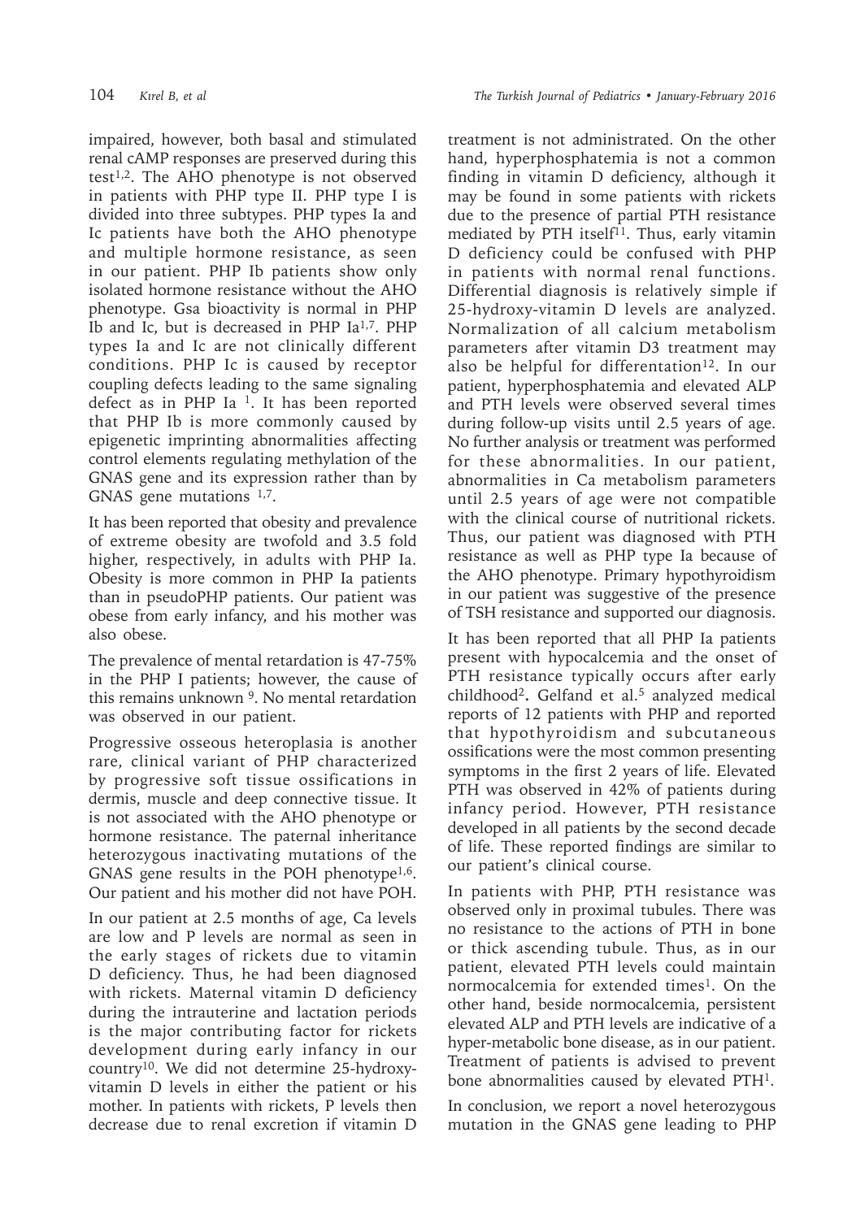impaired, however, both basal and stimulated renal cAMP responses are preserved during this test[1,2]. The AHO phenotype is not observed in patients with PHP type II. PHP type I is divided into three subtypes. PHP types Ia and Ic patients have both the AHO phenotype and multiple hormone resistance, as seen in our patient. PHP Ib patients show only isolated hormone resistance without the AHO phenotype. Gsa bioactivity is normal in PHP Ib and Ic, but is decreased in PHP Ia[1,7]. PHP types Ia and Ic are not clinically different conditions. PHP Ic is caused by receptor coupling defects leading to the same signaling defect as in PHP Ia [1]. It has been reported that PHP Ib is more commonly caused by epigenetic imprinting abnormalities affecting control elements regulating methylation of the GNAS gene and its expression rather than by GNAS gene mutations [1,7].

It has been reported that obesity and prevalence of extreme obesity are twofold and 3.5 fold higher, respectively, in adults with PHP Ia. Obesity is more common in PHP Ia patients than in pseudoPHP patients. Our patient was obese from early infancy, and his mother was also obese.

The prevalence of mental retardation is 47-75% in the PHP I patients; however, the cause of this remains unknown [9]. No mental retardation was observed in our patient.

Progressive osseous heteroplasia is another rare, clinical variant of PHP characterized by progressive soft tissue ossifications in dermis, muscle and deep connective tissue. It is not associated with the AHO phenotype or hormone resistance. The paternal inheritance heterozygous inactivating mutations of the GNAS gene results in the POH phenotype[1,6]. Our patient and his mother did not have POH.

In our patient at 2.5 months of age, Ca levels are low and P levels are normal as seen in the early stages of rickets due to vitamin D deficiency. Thus, he had been diagnosed with rickets. Maternal vitamin D deficiency during the intrauterine and lactation periods is the major contributing factor for rickets development during early infancy in our country[10]. We did not determine 25-hydroxy-vitamin D levels in either the patient or his mother. In patients with rickets, P levels then decrease due to renal excretion if vitamin D treatment is not administrated. On the other hand, hyperphosphatemia is not a common finding in vitamin D deficiency, although it may be found in some patients with rickets due to the presence of partial PTH resistance mediated by PTH itself[11]. Thus, early vitamin D deficiency could be confused with PHP in patients with normal renal functions. Differential diagnosis is relatively simple if 25-hydroxy-vitamin D levels are analyzed. Normalization of all calcium metabolism parameters after vitamin D3 treatment may also be helpful for differentation[12]. In our patient, hyperphosphatemia and elevated ALP and PTH levels were observed several times during follow-up visits until 2.5 years of age. No further analysis or treatment was performed for these abnormalities. In our patient, abnormalities in Ca metabolism parameters until 2.5 years of age were not compatible with the clinical course of nutritional rickets. Thus, our patient was diagnosed with PTH resistance as well as PHP type Ia because of the AHO phenotype. Primary hypothyroidism in our patient was suggestive of the presence of TSH resistance and supported our diagnosis.

It has been reported that all PHP Ia patients present with hypocalcemia and the onset of PTH resistance typically occurs after early childhood[2]**.** Gelfand et al.[5] analyzed medical reports of 12 patients with PHP and reported that hypothyroidism and subcutaneous ossifications were the most common presenting symptoms in the first 2 years of life. Elevated PTH was observed in 42% of patients during infancy period. However, PTH resistance developed in all patients by the second decade of life. These reported findings are similar to our patient's clinical course.

In patients with PHP, PTH resistance was observed only in proximal tubules. There was no resistance to the actions of PTH in bone or thick ascending tubule. Thus, as in our patient, elevated PTH levels could maintain normocalcemia for extended times[1]. On the other hand, beside normocalcemia, persistent elevated ALP and PTH levels are indicative of a hyper-metabolic bone disease, as in our patient. Treatment of patients is advised to prevent bone abnormalities caused by elevated PTH[1].

In conclusion, we report a novel heterozygous mutation in the GNAS gene leading to PHP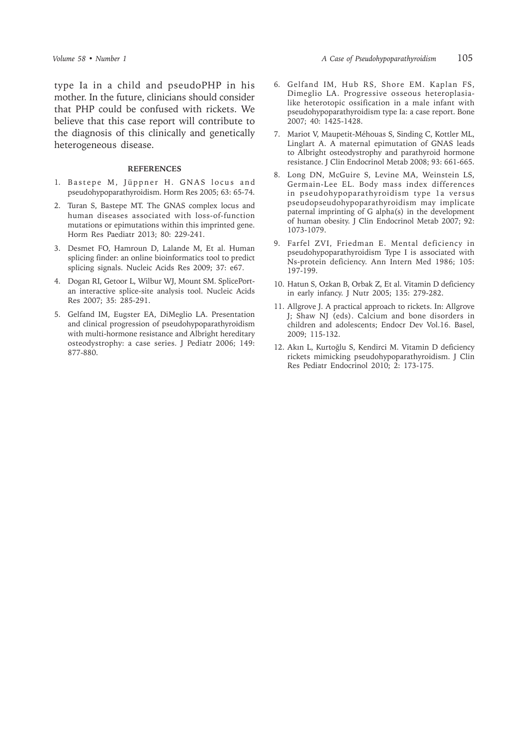type Ia in a child and pseudoPHP in his mother. In the future, clinicians should consider that PHP could be confused with rickets. We believe that this case report will contribute to the diagnosis of this clinically and genetically heterogeneous disease.

## REFERENCES

1. Bastepe M, Jüppner H. GNAS locus and pseudohypoparathyroidism. Horm Res 2005; 63: 65-74.
2. Turan S, Bastepe MT. The GNAS complex locus and human diseases associated with loss-of-function mutations or epimutations within this imprinted gene. Horm Res Paediatr 2013; 80: 229-241.
3. Desmet FO, Hamroun D, Lalande M, Et al. Human splicing finder: an online bioinformatics tool to predict splicing signals. Nucleic Acids Res 2009; 37: e67.
4. Dogan RI, Getoor L, Wilbur WJ, Mount SM. SplicePort-an interactive splice-site analysis tool. Nucleic Acids Res 2007; 35: 285-291.
5. Gelfand IM, Eugster EA, DiMeglio LA. Presentation and clinical progression of pseudohypoparathyroidism with multi-hormone resistance and Albright hereditary osteodystrophy: a case series. J Pediatr 2006; 149: 877-880.
6. Gelfand IM, Hub RS, Shore EM. Kaplan FS, Dimeglio LA. Progressive osseous heteroplasia-like heterotopic ossification in a male infant with pseudohypoparathyroidism type Ia: a case report. Bone 2007; 40: 1425-1428.
7. Mariot V, Maupetit-Méhouas S, Sinding C, Kottler ML, Linglart A. A maternal epimutation of GNAS leads to Albright osteodystrophy and parathyroid hormone resistance. J Clin Endocrinol Metab 2008; 93: 661-665.
8. Long DN, McGuire S, Levine MA, Weinstein LS, Germain-Lee EL. Body mass index differences in pseudohypoparathyroidism type 1a versus pseudopseudohypoparathyroidism may implicate paternal imprinting of G alpha(s) in the development of human obesity. J Clin Endocrinol Metab 2007; 92: 1073-1079.
9. Farfel ZVI, Friedman E. Mental deficiency in pseudohypoparathyroidism Type I is associated with Ns-protein deficiency. Ann Intern Med 1986; 105: 197-199.
10. Hatun S, Ozkan B, Orbak Z, Et al. Vitamin D deficiency in early infancy. J Nutr 2005; 135: 279-282.
11. Allgrove J. A practical approach to rickets. In: Allgrove J; Shaw NJ (eds). Calcium and bone disorders in children and adolescents; Endocr Dev Vol.16. Basel, 2009; 115-132.
12. Akın L, Kurtoğlu S, Kendirci M. Vitamin D deficiency rickets mimicking pseudohypoparathyroidism. J Clin Res Pediatr Endocrinol 2010; 2: 173-175.